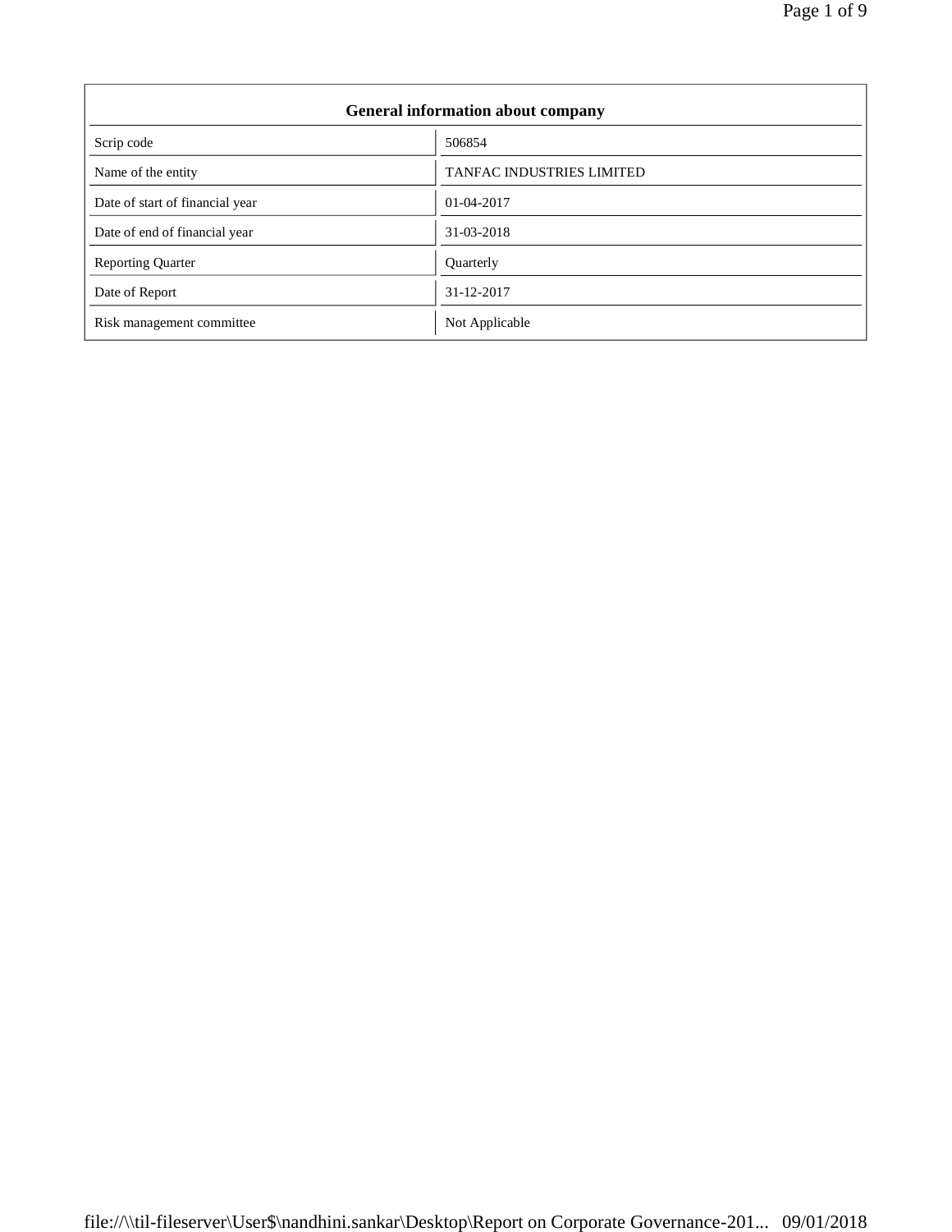| General information about company | |
|---|---|
| Scrip code | 506854 |
| Name of the entity | TANFAC INDUSTRIES LIMITED |
| Date of start of financial year | 01-04-2017 |
| Date of end of financial year | 31-03-2018 |
| Reporting Quarter | Quarterly |
| Date of Report | 31-12-2017 |
| Risk management committee | Not Applicable |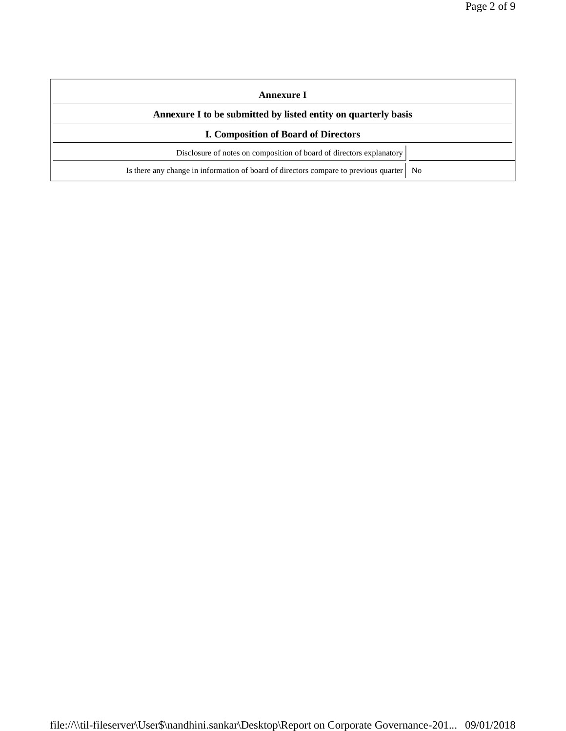# Annexure I

## Annexure I to be submitted by listed entity on quarterly basis

### I. Composition of Board of Directors

| | |
|---|---|
| Disclosure of notes on composition of board of directors explanatory | |
| Is there any change in information of board of directors compare to previous quarter | No |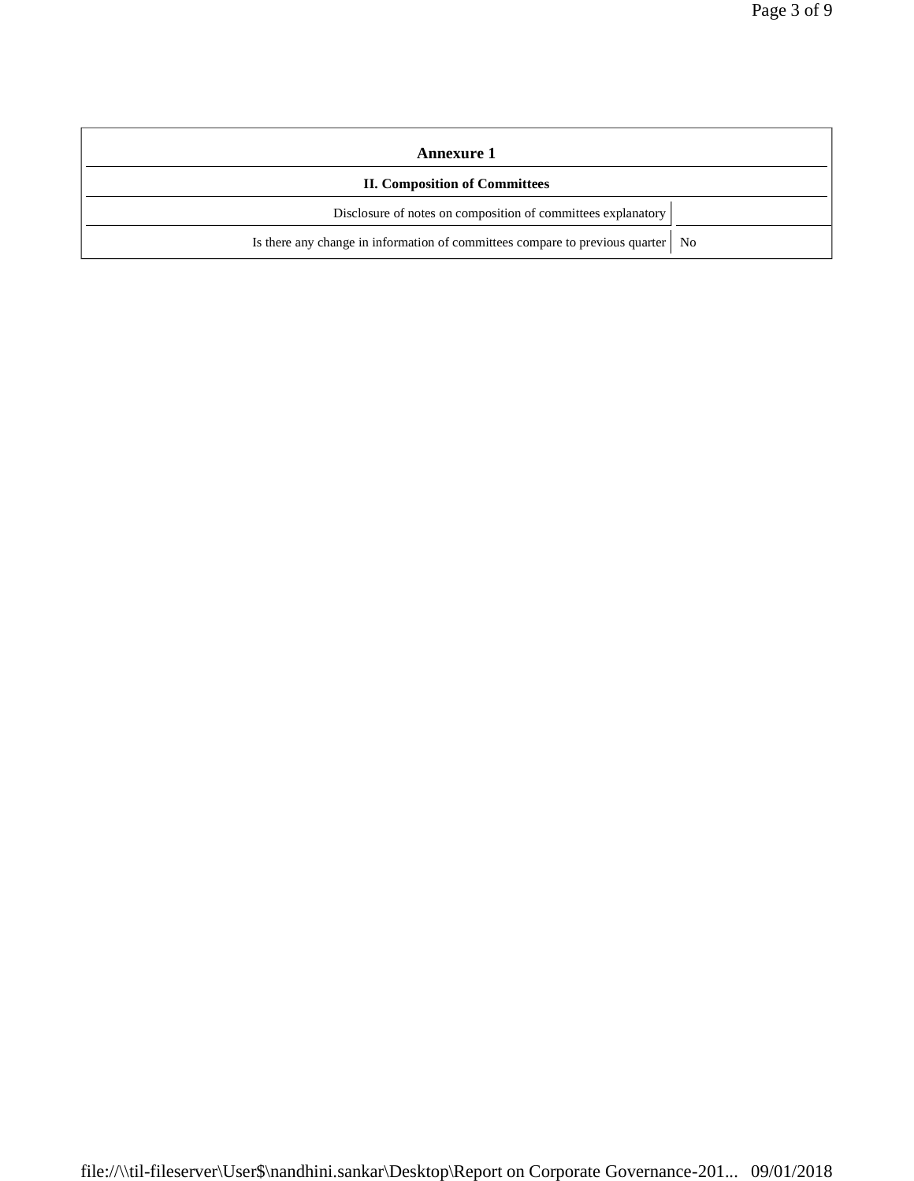## Annexure 1

### II. Composition of Committees

| | |
|---|---|
| Disclosure of notes on composition of committees explanatory | |
| Is there any change in information of committees compare to previous quarter | No |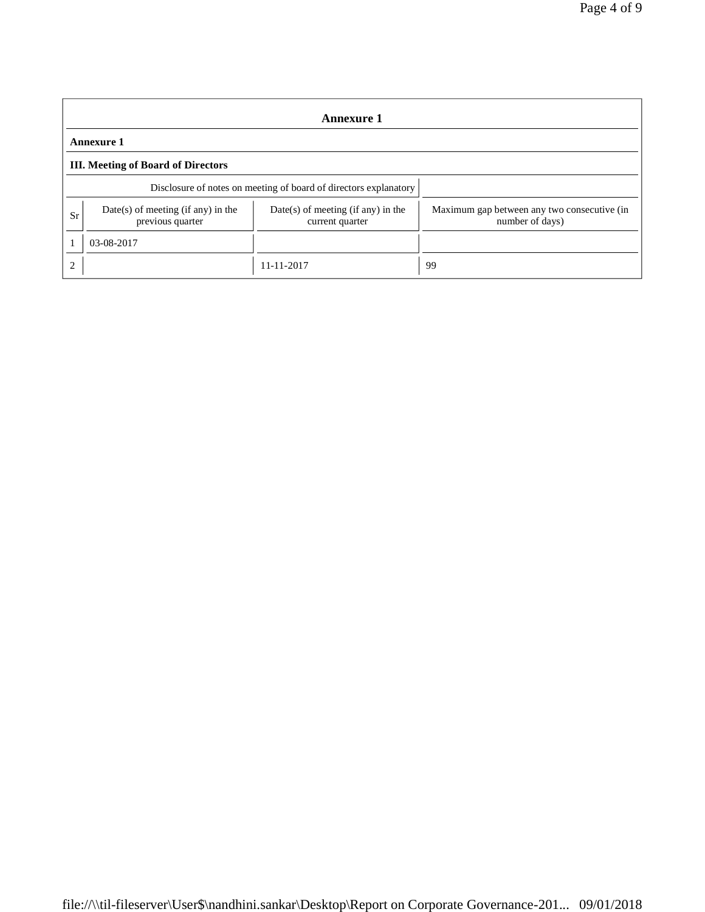# Annexure 1

**Annexure 1**

**III. Meeting of Board of Directors**

| Disclosure of notes on meeting of board of directors explanatory | | | |
|---|---|---|---|
| Sr | Date(s) of meeting (if any) in the previous quarter | Date(s) of meeting (if any) in the current quarter | Maximum gap between any two consecutive (in number of days) |
| 1 | 03-08-2017 | | |
| 2 | | 11-11-2017 | 99 |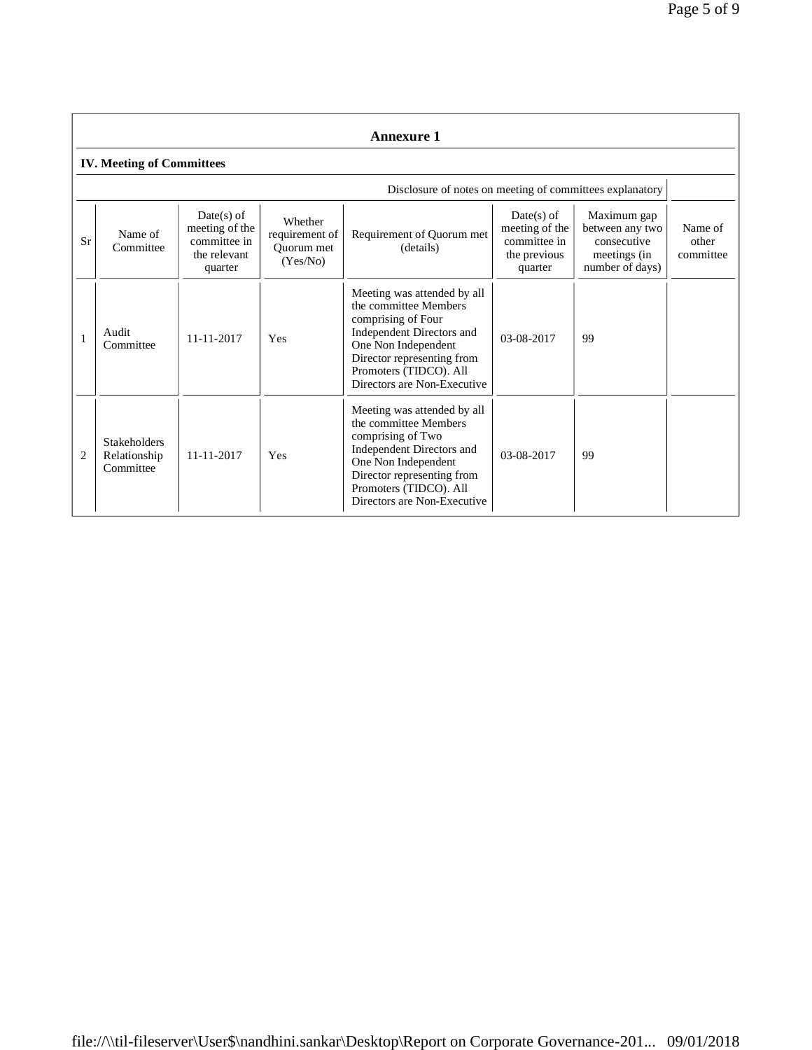## Annexure 1

### IV. Meeting of Committees

Disclosure of notes on meeting of committees explanatory

| Sr | Name of Committee | Date(s) of meeting of the committee in the relevant quarter | Whether requirement of Quorum met (Yes/No) | Requirement of Quorum met (details) | Date(s) of meeting of the committee in the previous quarter | Maximum gap between any two consecutive meetings (in number of days) | Name of other committee |
|---|---|---|---|---|---|---|---|
| 1 | Audit Committee | 11-11-2017 | Yes | Meeting was attended by all the committee Members comprising of Four Independent Directors and One Non Independent Director representing from Promoters (TIDCO). All Directors are Non-Executive | 03-08-2017 | 99 | |
| 2 | Stakeholders Relationship Committee | 11-11-2017 | Yes | Meeting was attended by all the committee Members comprising of Two Independent Directors and One Non Independent Director representing from Promoters (TIDCO). All Directors are Non-Executive | 03-08-2017 | 99 | |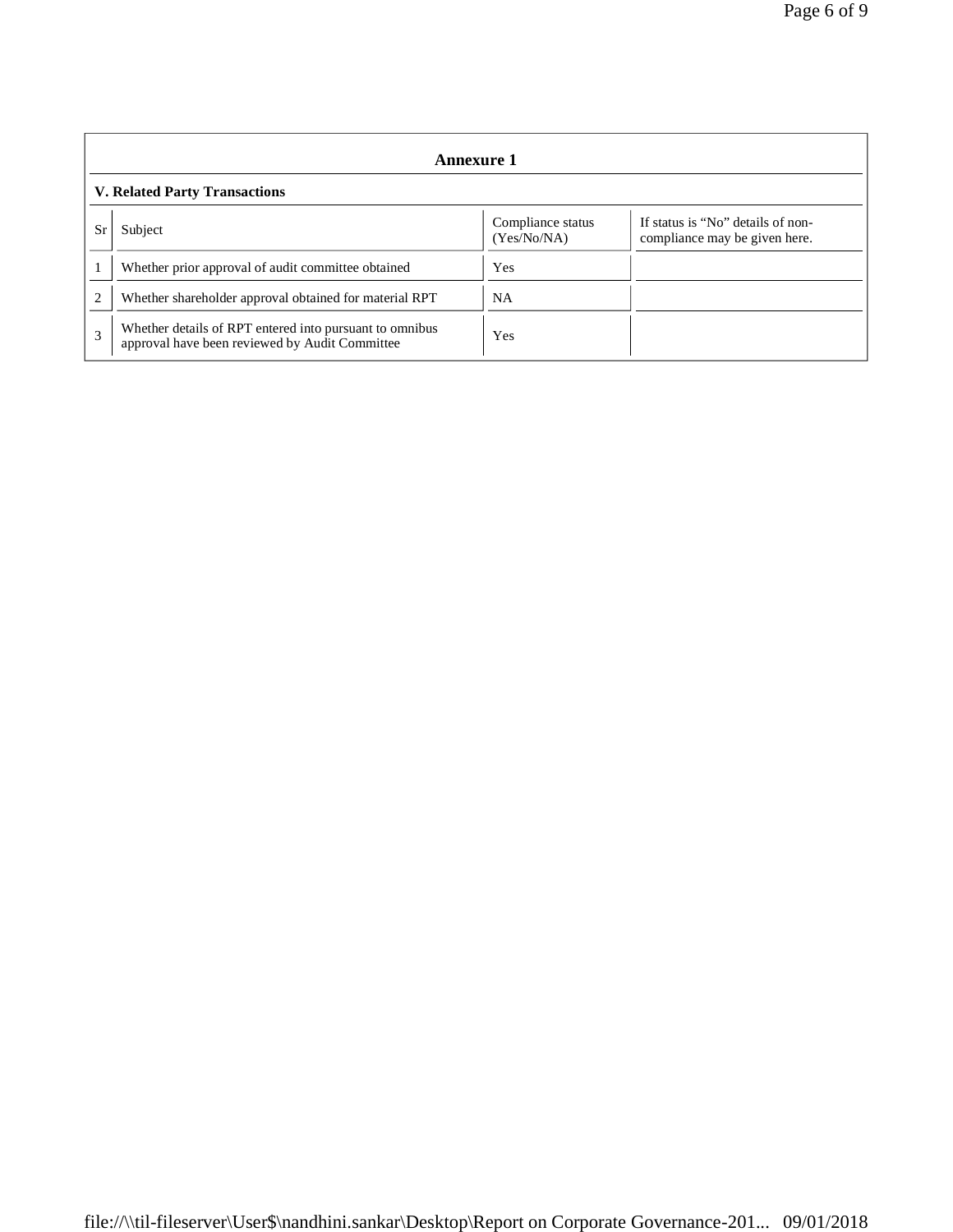## Annexure 1

### V. Related Party Transactions

| Sr | Subject | Compliance status (Yes/No/NA) | If status is "No" details of non-compliance may be given here. |
|---|---|---|---|
| 1 | Whether prior approval of audit committee obtained | Yes | |
| 2 | Whether shareholder approval obtained for material RPT | NA | |
| 3 | Whether details of RPT entered into pursuant to omnibus approval have been reviewed by Audit Committee | Yes | |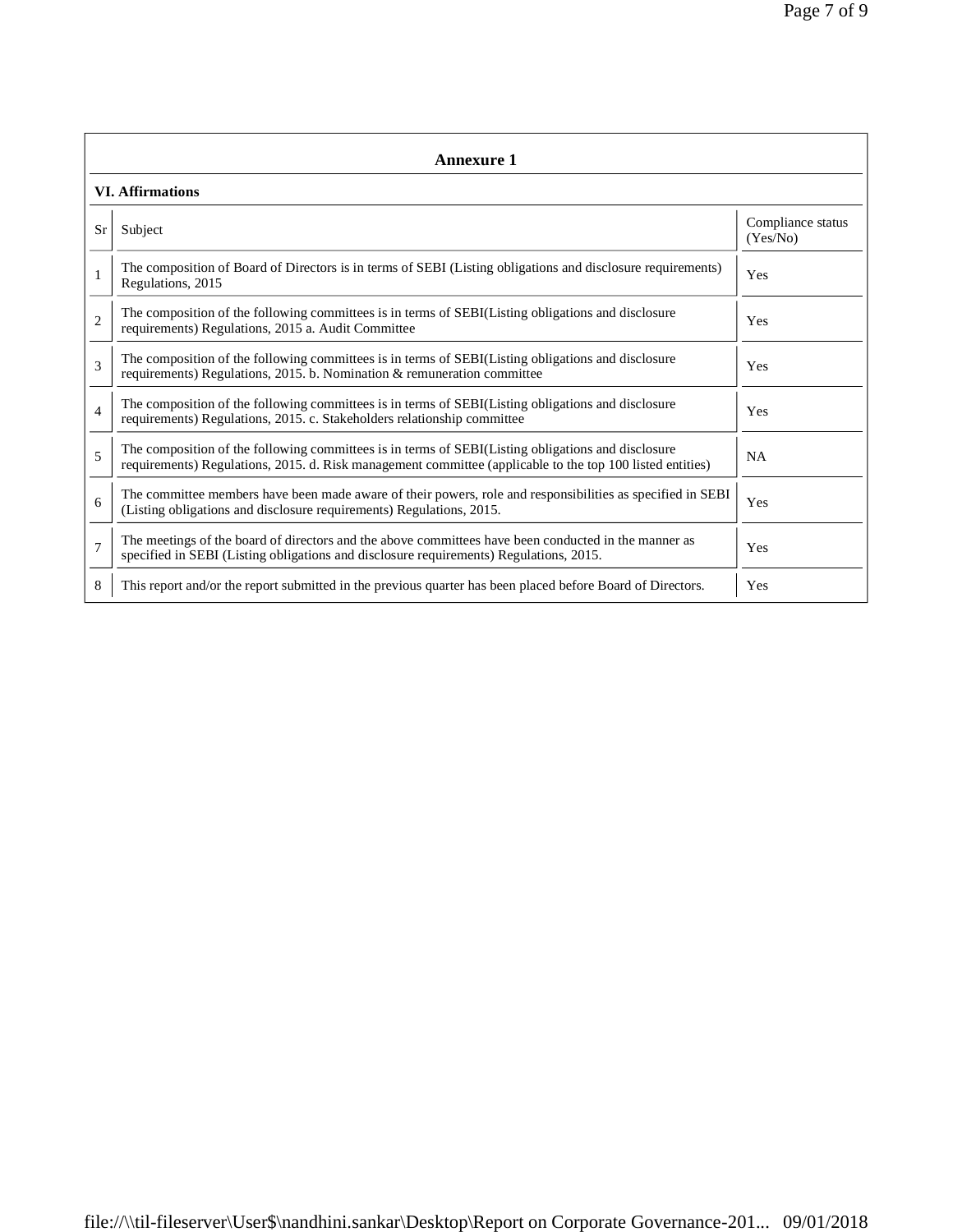## Annexure 1

### VI. Affirmations

| Sr | Subject | Compliance status (Yes/No) |
|---|---|---|
| 1 | The composition of Board of Directors is in terms of SEBI (Listing obligations and disclosure requirements) Regulations, 2015 | Yes |
| 2 | The composition of the following committees is in terms of SEBI(Listing obligations and disclosure requirements) Regulations, 2015 a. Audit Committee | Yes |
| 3 | The composition of the following committees is in terms of SEBI(Listing obligations and disclosure requirements) Regulations, 2015. b. Nomination & remuneration committee | Yes |
| 4 | The composition of the following committees is in terms of SEBI(Listing obligations and disclosure requirements) Regulations, 2015. c. Stakeholders relationship committee | Yes |
| 5 | The composition of the following committees is in terms of SEBI(Listing obligations and disclosure requirements) Regulations, 2015. d. Risk management committee (applicable to the top 100 listed entities) | NA |
| 6 | The committee members have been made aware of their powers, role and responsibilities as specified in SEBI (Listing obligations and disclosure requirements) Regulations, 2015. | Yes |
| 7 | The meetings of the board of directors and the above committees have been conducted in the manner as specified in SEBI (Listing obligations and disclosure requirements) Regulations, 2015. | Yes |
| 8 | This report and/or the report submitted in the previous quarter has been placed before Board of Directors. | Yes |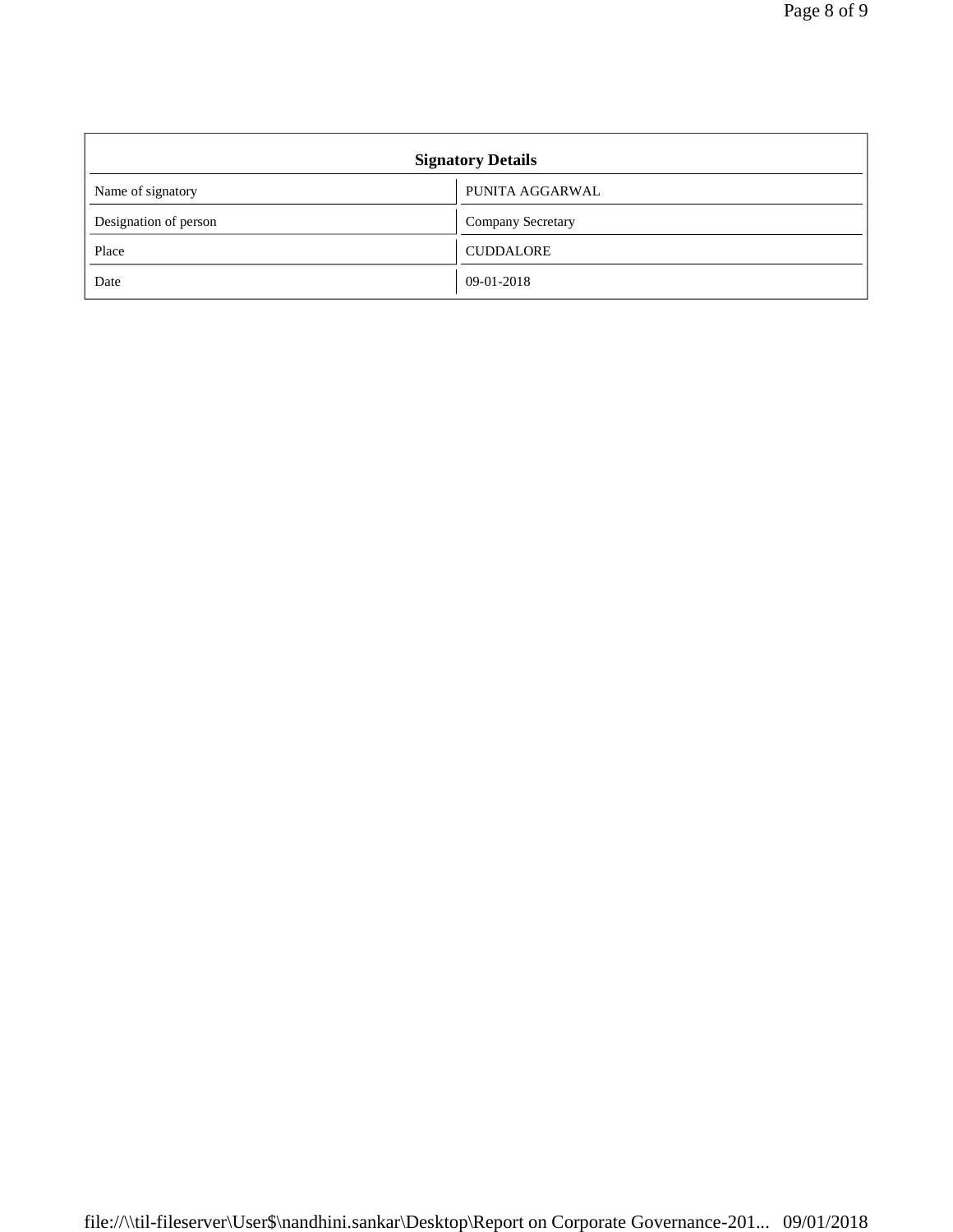| Signatory Details | |
|---|---|
| Name of signatory | PUNITA AGGARWAL |
| Designation of person | Company Secretary |
| Place | CUDDALORE |
| Date | 09-01-2018 |